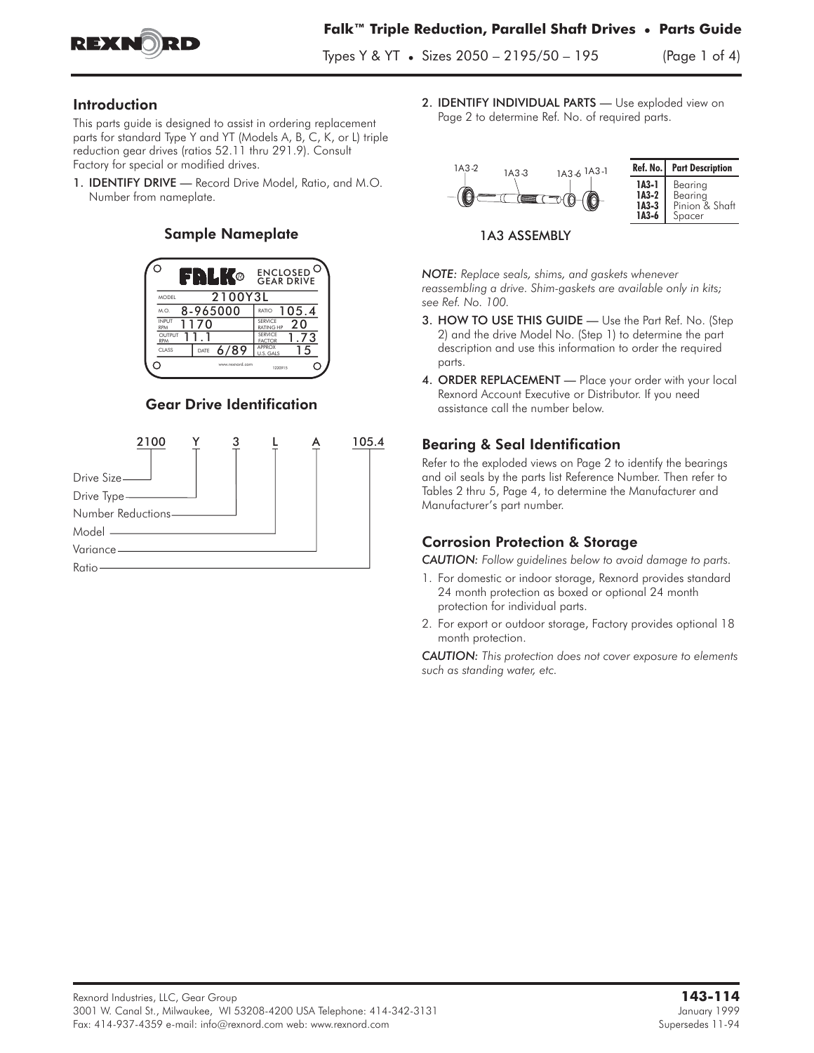# Falk™ Triple Reduction, Parallel Shaft Drives • Parts Guide

Types Y & YT • Sizes 2050 – 2195/50 – 195

## Introduction

This parts guide is designed to assist in ordering replacement parts for standard Type Y and YT (Models A, B, C, K, or L) triple reduction gear drives (ratios 52.11 thru 291.9). Consult Factory for special or modified drives.

1. **IDENTIFY DRIVE** — Record Drive Model, Ratio, and M.O. Number from nameplate.

### Sample Nameplate

FALK® ENCLOSED GEAR DRIVE

| | | | |
|---|---|---|---|
| MODEL | 2100Y3L | | |
| M.O. | 8-965000 | RATIO | 105.4 |
| INPUT RPM | 1170 | SERVICE RATING HP | 20 |
| OUTPUT RPM | 11.1 | SERVICE FACTOR | 1.73 |
| CLASS | DATE 6/89 | APPROX U.S. GALS | 15 |

www.rexnord.com 1220915

### Gear Drive Identification

2100 Y 3 L A 105.4

Drive Size
Drive Type
Number Reductions
Model
Variance
Ratio

2. **IDENTIFY INDIVIDUAL PARTS** — Use exploded view on Page 2 to determine Ref. No. of required parts.

1A3-2 1A3-3 1A3-6 1A3-1

1A3 ASSEMBLY

| Ref. No. | Part Description |
|---|---|
| 1A3-1 | Bearing |
| 1A3-2 | Bearing |
| 1A3-3 | Pinion & Shaft |
| 1A3-6 | Spacer |

*NOTE: Replace seals, shims, and gaskets whenever reassembling a drive. Shim-gaskets are available only in kits; see Ref. No. 100.*

3. **HOW TO USE THIS GUIDE** — Use the Part Ref. No. (Step 2) and the drive Model No. (Step 1) to determine the part description and use this information to order the required parts.
4. **ORDER REPLACEMENT** — Place your order with your local Rexnord Account Executive or Distributor. If you need assistance call the number below.

## Bearing & Seal Identification

Refer to the exploded views on Page 2 to identify the bearings and oil seals by the parts list Reference Number. Then refer to Tables 2 thru 5, Page 4, to determine the Manufacturer and Manufacturer's part number.

## Corrosion Protection & Storage

*CAUTION: Follow guidelines below to avoid damage to parts.*

1. For domestic or indoor storage, Rexnord provides standard 24 month protection as boxed or optional 24 month protection for individual parts.
2. For export or outdoor storage, Factory provides optional 18 month protection.

*CAUTION: This protection does not cover exposure to elements such as standing water, etc.*

Rexnord Industries, LLC, Gear Group
3001 W. Canal St., Milwaukee, WI 53208-4200 USA Telephone: 414-342-3131
Fax: 414-937-4359 e-mail: info@rexnord.com web: www.rexnord.com

**143-114**
January 1999
Supersedes 11-94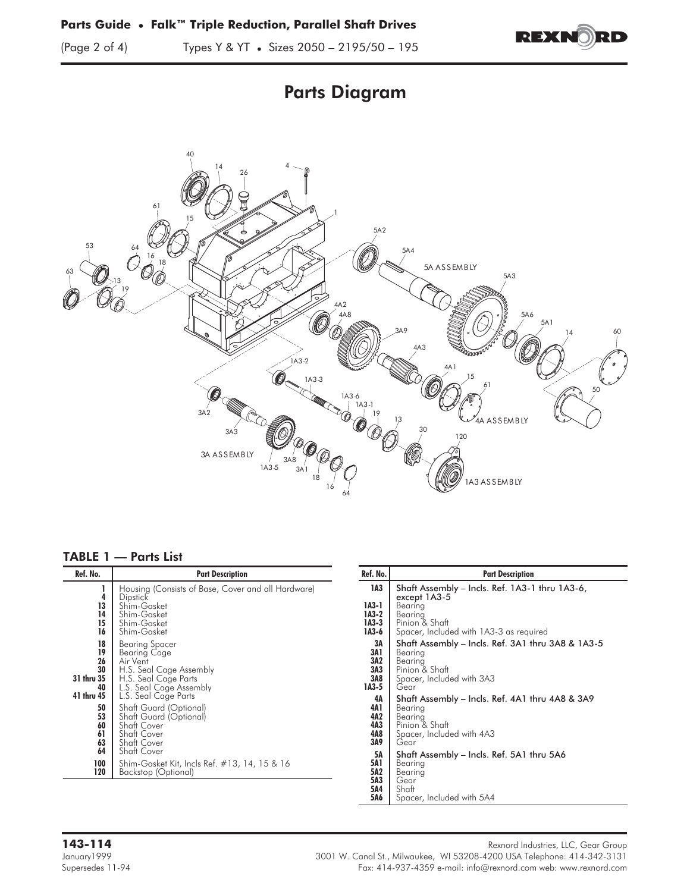# Parts Diagram

40
14
26
4
1
61
15
5A2
53
64
16
18
5A4
5A ASSEMBLY
63
13
19
5A3
4A2
4A8
5A6
5A1
3A9
14
60
4A3
1A3-2
4A1
1A3-3
15
61
50
1A3-6
1A3-1
3A2
19
4A ASSEMBLY
13
3A3
30
120
3A ASSEMBLY
3A8
1A3-5
3A1
18
16
64
1A3 ASSEMBLY

## TABLE 1 — Parts List

| Ref. No. | Part Description |
|---|---|
| 1 | Housing (Consists of Base, Cover and all Hardware) |
| 4 | Dipstick |
| 13 | Shim-Gasket |
| 14 | Shim-Gasket |
| 15 | Shim-Gasket |
| 16 | Shim-Gasket |
| 18 | Bearing Spacer |
| 19 | Bearing Cage |
| 26 | Air Vent |
| 30 | H.S. Seal Cage Assembly |
| 31 thru 35 | H.S. Seal Cage Parts |
| 40 | L.S. Seal Cage Assembly |
| 41 thru 45 | L.S. Seal Cage Parts |
| 50 | Shaft Guard (Optional) |
| 53 | Shaft Guard (Optional) |
| 60 | Shaft Cover |
| 61 | Shaft Cover |
| 63 | Shaft Cover |
| 64 | Shaft Cover |
| 100 | Shim-Gasket Kit, Incls Ref. #13, 14, 15 & 16 |
| 120 | Backstop (Optional) |

| Ref. No. | Part Description |
|---|---|
| 1A3 | Shaft Assembly – Incls. Ref. 1A3-1 thru 1A3-6, except 1A3-5 |
| 1A3-1 | Bearing |
| 1A3-2 | Bearing |
| 1A3-3 | Pinion & Shaft |
| 1A3-6 | Spacer, Included with 1A3-3 as required |
| 3A | Shaft Assembly – Incls. Ref. 3A1 thru 3A8 & 1A3-5 |
| 3A1 | Bearing |
| 3A2 | Bearing |
| 3A3 | Pinion & Shaft |
| 3A8 | Spacer, Included with 3A3 |
| 1A3-5 | Gear |
| 4A | Shaft Assembly – Incls. Ref. 4A1 thru 4A8 & 3A9 |
| 4A1 | Bearing |
| 4A2 | Bearing |
| 4A3 | Pinion & Shaft |
| 4A8 | Spacer, Included with 4A3 |
| 3A9 | Gear |
| 5A | Shaft Assembly – Incls. Ref. 5A1 thru 5A6 |
| 5A1 | Bearing |
| 5A2 | Bearing |
| 5A3 | Gear |
| 5A4 | Shaft |
| 5A6 | Spacer, Included with 5A4 |

**143-114**
January1999
Supersedes 11-94

Rexnord Industries, LLC, Gear Group
3001 W. Canal St., Milwaukee, WI 53208-4200 USA Telephone: 414-342-3131
Fax: 414-937-4359 e-mail: info@rexnord.com web: www.rexnord.com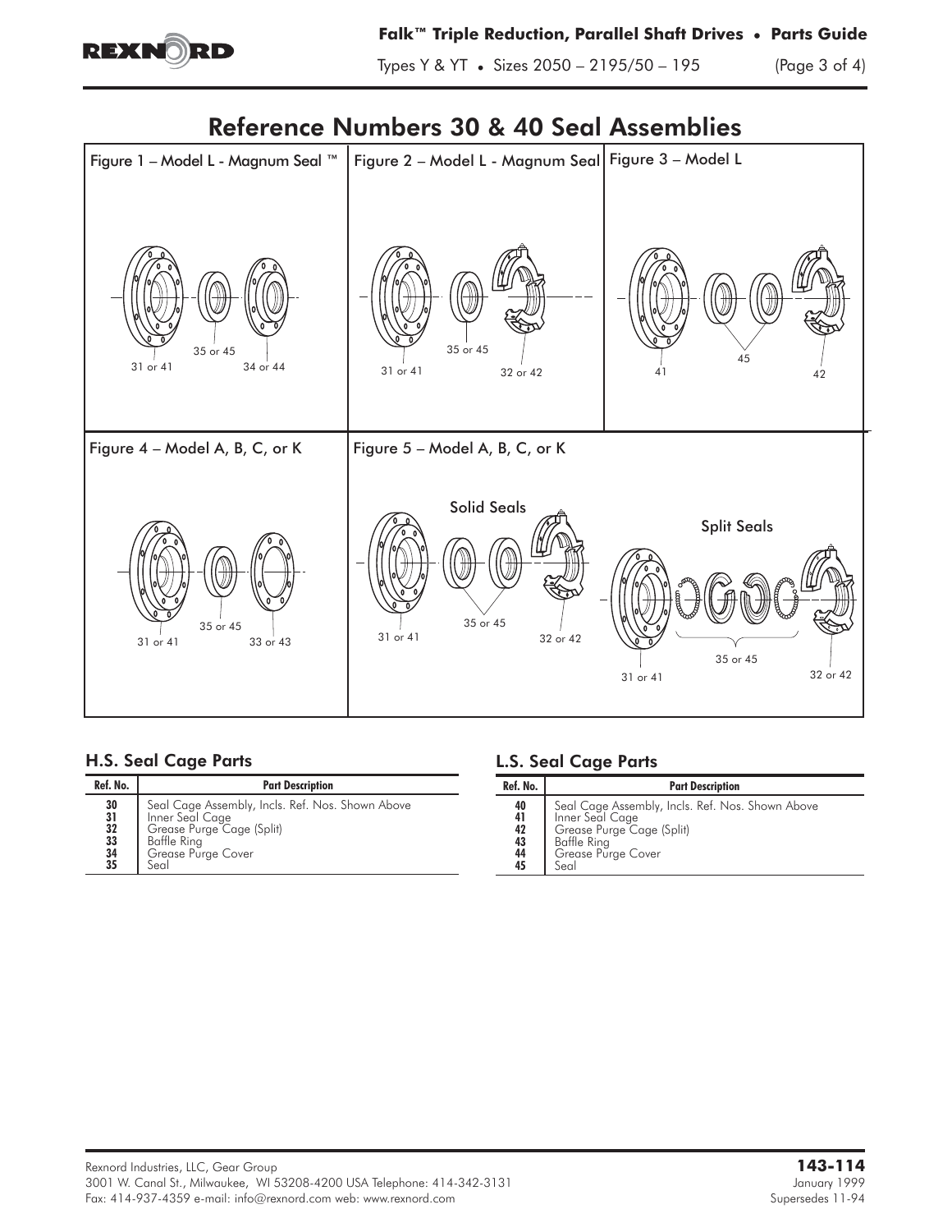# Reference Numbers 30 & 40 Seal Assemblies

Figure 1 – Model L - Magnum Seal ™

31 or 41
35 or 45
34 or 44

Figure 2 – Model L - Magnum Seal

31 or 41
35 or 45
32 or 42

Figure 3 – Model L

41
45
42

Figure 4 – Model A, B, C, or K

31 or 41
35 or 45
33 or 43

Figure 5 – Model A, B, C, or K

Solid Seals

31 or 41
35 or 45
32 or 42

Split Seals

31 or 41
35 or 45
32 or 42

## H.S. Seal Cage Parts

| Ref. No. | Part Description |
|---|---|
| 30 | Seal Cage Assembly, Incls. Ref. Nos. Shown Above |
| 31 | Inner Seal Cage |
| 32 | Grease Purge Cage (Split) |
| 33 | Baffle Ring |
| 34 | Grease Purge Cover |
| 35 | Seal |

## L.S. Seal Cage Parts

| Ref. No. | Part Description |
|---|---|
| 40 | Seal Cage Assembly, Incls. Ref. Nos. Shown Above |
| 41 | Inner Seal Cage |
| 42 | Grease Purge Cage (Split) |
| 43 | Baffle Ring |
| 44 | Grease Purge Cover |
| 45 | Seal |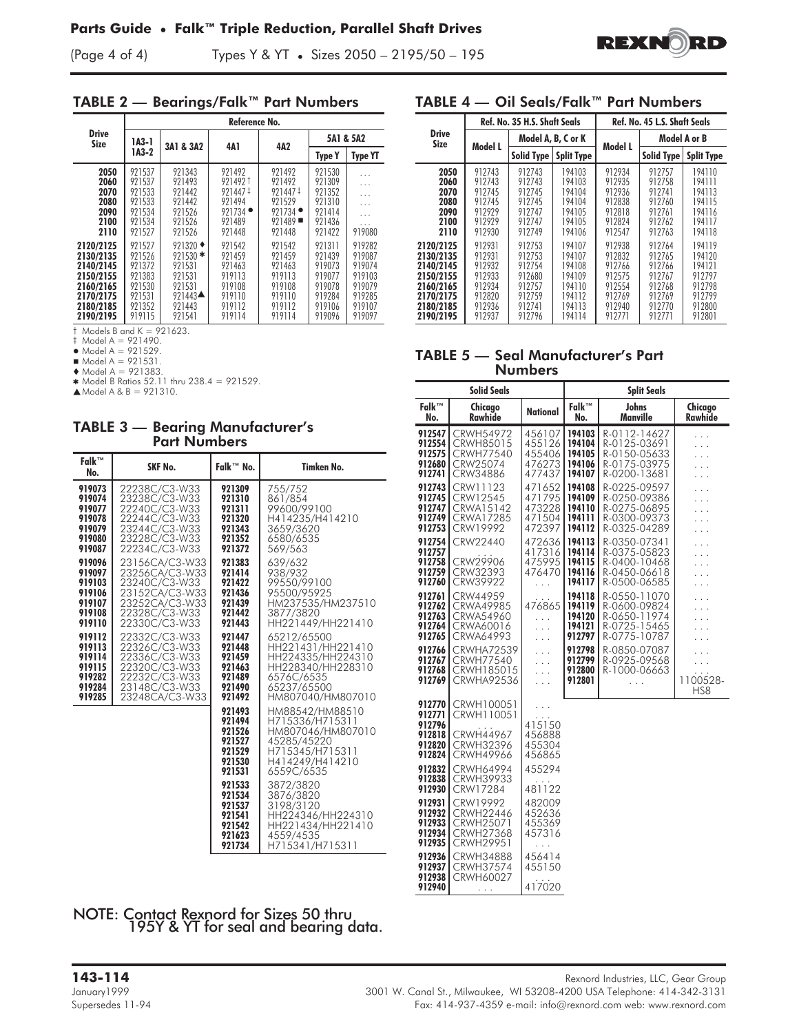## TABLE 2 — Bearings/Falk™ Part Numbers

| Drive Size | Reference No. | | | | | |
|---|---|---|---|---|---|---|
| | 1A3-1 1A3-2 | 3A1 & 3A2 | 4A1 | 4A2 | 5A1 & 5A2 | |
| | | | | | Type Y | Type YT |
| 2050 | 921537 | 921343 | 921492 | 921492 | 921530 | . . . |
| 2060 | 921537 | 921493 | 921492 † | 921492 | 921309 | . . . |
| 2070 | 921533 | 921442 | 921447 ‡ | 921447 ‡ | 921352 | . . . |
| 2080 | 921533 | 921442 | 921494 | 921529 | 921310 | . . . |
| 2090 | 921534 | 921526 | 921734 ● | 921734 ● | 921414 | . . . |
| 2100 | 921534 | 921526 | 921489 | 921489 ■ | 921436 | . . . |
| 2110 | 921527 | 921526 | 921448 | 921448 | 921422 | 919080 |
| 2120/2125 | 921527 | 921320 ♦ | 921542 | 921542 | 921311 | 919282 |
| 2130/2135 | 921526 | 921530 ✱ | 921459 | 921459 | 921439 | 919087 |
| 2140/2145 | 921372 | 921531 | 921463 | 921463 | 919073 | 919074 |
| 2150/2155 | 921383 | 921531 | 919113 | 919113 | 919077 | 919103 |
| 2160/2165 | 921530 | 921531 | 919108 | 919108 | 919078 | 919079 |
| 2170/2175 | 921531 | 921443▲ | 919110 | 919110 | 919284 | 919285 |
| 2180/2185 | 921352 | 921443 | 919112 | 919112 | 919106 | 919107 |
| 2190/2195 | 919115 | 921541 | 919114 | 919114 | 919096 | 919097 |

† Models B and K = 921623.
‡ Model A = 921490.
● Model A = 921529.
■ Model A = 921531.
♦ Model A = 921383.
✱ Model B Ratios 52.11 thru 238.4 = 921529.
▲ Model A & B = 921310.

## TABLE 3 — Bearing Manufacturer's Part Numbers

| Falk™ No. | SKF No. |
|---|---|
| 919073 | 22238C/C3-W33 |
| 919074 | 23238C/C3-W33 |
| 919077 | 22240C/C3-W33 |
| 919078 | 22244C/C3-W33 |
| 919079 | 23244C/C3-W33 |
| 919080 | 23228C/C3-W33 |
| 919087 | 22234C/C3-W33 |
| 919096 | 23156CA/C3-W33 |
| 919097 | 23256CA/C3-W33 |
| 919103 | 23240C/C3-W33 |
| 919106 | 23152CA/C3-W33 |
| 919107 | 23252CA/C3-W33 |
| 919108 | 22328C/C3-W33 |
| 919110 | 22330C/C3-W33 |
| 919112 | 22332C/C3-W33 |
| 919113 | 22326C/C3-W33 |
| 919114 | 22336C/C3-W33 |
| 919115 | 22320C/C3-W33 |
| 919282 | 22232C/C3-W33 |
| 919284 | 23148C/C3-W33 |
| 919285 | 23248CA/C3-W33 |

| Falk™ No. | Timken No. |
|---|---|
| 921309 | 755/752 |
| 921310 | 861/854 |
| 921311 | 99600/99100 |
| 921320 | H414235/H414210 |
| 921343 | 3659/3620 |
| 921352 | 6580/6535 |
| 921372 | 569/563 |
| 921383 | 639/632 |
| 921414 | 938/932 |
| 921422 | 99550/99100 |
| 921436 | 95500/95925 |
| 921439 | HM237535/HM237510 |
| 921442 | 3877/3820 |
| 921443 | HH221449/HH221410 |
| 921447 | 65212/65500 |
| 921448 | HH221431/HH221410 |
| 921459 | HH224335/HH224310 |
| 921463 | HH228340/HH228310 |
| 921489 | 6576C/6535 |
| 921490 | 65237/65500 |
| 921492 | HM807040/HM807010 |
| 921493 | HM88542/HM88510 |
| 921494 | H715336/H715311 |
| 921526 | HM807046/HM807010 |
| 921527 | 45285/45220 |
| 921529 | H715345/H715311 |
| 921530 | H414249/H414210 |
| 921531 | 6559C/6535 |
| 921533 | 3872/3820 |
| 921534 | 3876/3820 |
| 921537 | 3198/3120 |
| 921541 | HH224346/HH224310 |
| 921542 | HH221434/HH221410 |
| 921623 | 4559/4535 |
| 921734 | H715341/H715311 |

## TABLE 4 — Oil Seals/Falk™ Part Numbers

| Drive Size | Ref. No. 35 H.S. Shaft Seals | | | Ref. No. 45 L.S. Shaft Seals | | |
|---|---|---|---|---|---|---|
| | Model L | Model A, B, C or K | | Model L | Model A or B | |
| | | Solid Type | Split Type | | Solid Type | Split Type |
| 2050 | 912743 | 912743 | 194103 | 912934 | 912757 | 194110 |
| 2060 | 912743 | 912743 | 194103 | 912935 | 912758 | 194111 |
| 2070 | 912745 | 912745 | 194104 | 912936 | 912741 | 194113 |
| 2080 | 912745 | 912745 | 194104 | 912838 | 912760 | 194115 |
| 2090 | 912929 | 912747 | 194105 | 912818 | 912761 | 194116 |
| 2100 | 912929 | 912747 | 194105 | 912824 | 912762 | 194117 |
| 2110 | 912930 | 912749 | 194106 | 912547 | 912763 | 194118 |
| 2120/2125 | 912931 | 912753 | 194107 | 912938 | 912764 | 194119 |
| 2130/2135 | 912931 | 912753 | 194107 | 912832 | 912765 | 194120 |
| 2140/2145 | 912932 | 912754 | 194108 | 912766 | 912766 | 194121 |
| 2150/2155 | 912933 | 912680 | 194109 | 912575 | 912767 | 912797 |
| 2160/2165 | 912934 | 912757 | 194110 | 912554 | 912768 | 912798 |
| 2170/2175 | 912820 | 912759 | 194112 | 912769 | 912769 | 912799 |
| 2180/2185 | 912936 | 912741 | 194113 | 912940 | 912770 | 912800 |
| 2190/2195 | 912937 | 912796 | 194114 | 912771 | 912771 | 912801 |

## TABLE 5 — Seal Manufacturer's Part Numbers

| Solid Seals | | |
|---|---|---|
| Falk™ No. | Chicago Rawhide | National |
| 912547 | CRW54972 | 456107 |
| 912554 | CRWH85015 | 455126 |
| 912575 | CRWH77540 | 455406 |
| 912680 | CRW25074 | 476273 |
| 912741 | CRW34886 | 477437 |
| 912743 | CRW11123 | 471652 |
| 912745 | CRW12545 | 471795 |
| 912747 | CRWA15142 | 473228 |
| 912749 | CRWA17285 | 471504 |
| 912753 | CRW19992 | 472397 |
| 912754 | CRW22440 | 472636 |
| 912757 | . . . | 417316 |
| 912758 | CRW29906 | 475995 |
| 912759 | CRW32393 | 476470 |
| 912760 | CRW39922 | . . . |
| 912761 | CRW44959 | . . . |
| 912762 | CRWA49985 | 476865 |
| 912763 | CRWA54960 | . . . |
| 912764 | CRWA60016 | . . . |
| 912765 | CRWA64993 | . . . |
| 912766 | CRWHA72539 | . . . |
| 912767 | CRWH77540 | . . . |
| 912768 | CRWH185015 | . . . |
| 912769 | CRWHA92536 | . . . |
| 912770 | CRWH100051 | . . . |
| 912771 | CRWH110051 | . . . |
| 912796 | . . . | 415150 |
| 912818 | CRWH44967 | 456888 |
| 912820 | CRWH32396 | 455304 |
| 912824 | CRWH49966 | 456865 |
| 912832 | CRWH64994 | 455294 |
| 912838 | CRWH39933 | . . . |
| 912930 | CRW17284 | 481122 |
| 912931 | CRW19992 | 482009 |
| 912932 | CRWH22446 | 452636 |
| 912933 | CRWH25071 | 455369 |
| 912934 | CRWH27368 | 457316 |
| 912935 | CRWH29951 | . . . |
| 912936 | CRWH34888 | 456414 |
| 912937 | CRWH37574 | 455150 |
| 912938 | CRWH60027 | . . . |
| 912940 | . . . | 417020 |

| Split Seals | | |
|---|---|---|
| Falk™ No. | Johns Manville | Chicago Rawhide |
| 194103 | R-0112-14627 | . . . |
| 194104 | R-0125-03691 | . . . |
| 194105 | R-0150-05633 | . . . |
| 194106 | R-0175-03975 | . . . |
| 194107 | R-0200-13681 | . . . |
| 194108 | R-0225-09597 | . . . |
| 194109 | R-0250-09386 | . . . |
| 194110 | R-0275-06895 | . . . |
| 194111 | R-0300-09373 | . . . |
| 194112 | R-0325-04289 | . . . |
| 194113 | R-0350-07341 | . . . |
| 194114 | R-0375-05823 | . . . |
| 194115 | R-0400-10468 | . . . |
| 194116 | R-0450-06618 | . . . |
| 194117 | R-0500-06585 | . . . |
| 194118 | R-0550-11070 | . . . |
| 194119 | R-0600-09824 | . . . |
| 194120 | R-0650-11974 | . . . |
| 194121 | R-0725-15465 | . . . |
| 912797 | R-0775-10787 | . . . |
| 912798 | R-0850-07087 | . . . |
| 912799 | R-0925-09568 | . . . |
| 912800 | R-1000-06663 | . . . |
| 912801 | . . . | 1100528-HS8 |

NOTE: Contact Rexnord for Sizes 50 thru 195Y & YT for seal and bearing data.

**143-114**
January1999
Supersedes 11-94

Rexnord Industries, LLC, Gear Group
3001 W. Canal St., Milwaukee, WI 53208-4200 USA Telephone: 414-342-3131
Fax: 414-937-4359 e-mail: info@rexnord.com web: www.rexnord.com